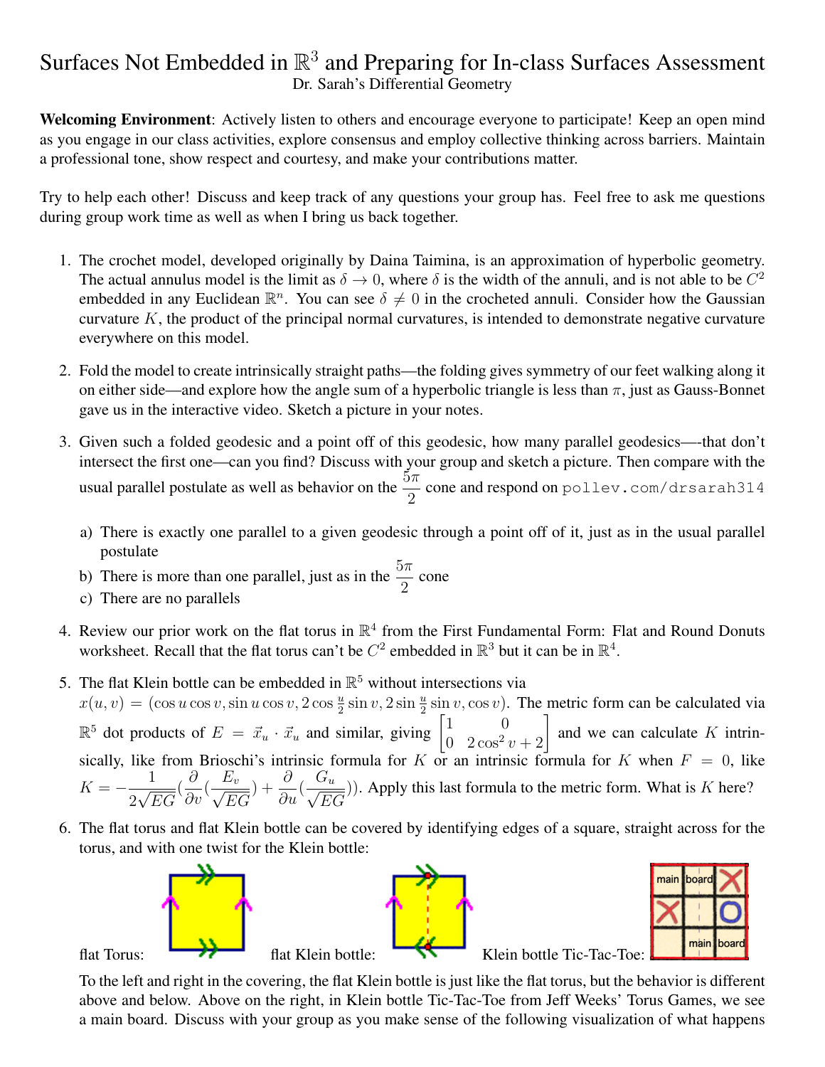# Surfaces Not Embedded in $\mathbb{R}^3$ and Preparing for In-class Surfaces Assessment

Dr. Sarah's Differential Geometry

**Welcoming Environment**: Actively listen to others and encourage everyone to participate! Keep an open mind as you engage in our class activities, explore consensus and employ collective thinking across barriers. Maintain a professional tone, show respect and courtesy, and make your contributions matter.

Try to help each other! Discuss and keep track of any questions your group has. Feel free to ask me questions during group work time as well as when I bring us back together.

1. The crochet model, developed originally by Daina Taimina, is an approximation of hyperbolic geometry. The actual annulus model is the limit as $\delta \to 0$, where $\delta$ is the width of the annuli, and is not able to be $C^2$ embedded in any Euclidean $\mathbb{R}^n$. You can see $\delta \neq 0$ in the crocheted annuli. Consider how the Gaussian curvature $K$, the product of the principal normal curvatures, is intended to demonstrate negative curvature everywhere on this model.

2. Fold the model to create intrinsically straight paths—the folding gives symmetry of our feet walking along it on either side—and explore how the angle sum of a hyperbolic triangle is less than $\pi$, just as Gauss-Bonnet gave us in the interactive video. Sketch a picture in your notes.

3. Given such a folded geodesic and a point off of this geodesic, how many parallel geodesics—-that don't intersect the first one—can you find? Discuss with your group and sketch a picture. Then compare with the usual parallel postulate as well as behavior on the $\frac{5\pi}{2}$ cone and respond on `pollev.com/drsarah314`

   a) There is exactly one parallel to a given geodesic through a point off of it, just as in the usual parallel postulate

   b) There is more than one parallel, just as in the $\frac{5\pi}{2}$ cone

   c) There are no parallels

4. Review our prior work on the flat torus in $\mathbb{R}^4$ from the First Fundamental Form: Flat and Round Donuts worksheet. Recall that the flat torus can't be $C^2$ embedded in $\mathbb{R}^3$ but it can be in $\mathbb{R}^4$.

5. The flat Klein bottle can be embedded in $\mathbb{R}^5$ without intersections via $x(u,v) = (\cos u \cos v, \sin u \cos v, 2\cos\frac{u}{2}\sin v, 2\sin\frac{u}{2}\sin v, \cos v)$. The metric form can be calculated via $\mathbb{R}^5$ dot products of $E = \vec{x}_u \cdot \vec{x}_u$ and similar, giving $\begin{bmatrix} 1 & 0 \\ 0 & 2\cos^2 v + 2 \end{bmatrix}$ and we can calculate $K$ intrinsically, like from Brioschi's intrinsic formula for $K$ or an intrinsic formula for $K$ when $F = 0$, like $K = -\frac{1}{2\sqrt{EG}}\left(\frac{\partial}{\partial v}\left(\frac{E_v}{\sqrt{EG}}\right) + \frac{\partial}{\partial u}\left(\frac{G_u}{\sqrt{EG}}\right)\right)$. Apply this last formula to the metric form. What is $K$ here?

6. The flat torus and flat Klein bottle can be covered by identifying edges of a square, straight across for the torus, and with one twist for the Klein bottle:

   flat Torus: flat Klein bottle: Klein bottle Tic-Tac-Toe:

   To the left and right in the covering, the flat Klein bottle is just like the flat torus, but the behavior is different above and below. Above on the right, in Klein bottle Tic-Tac-Toe from Jeff Weeks' Torus Games, we see a main board. Discuss with your group as you make sense of the following visualization of what happens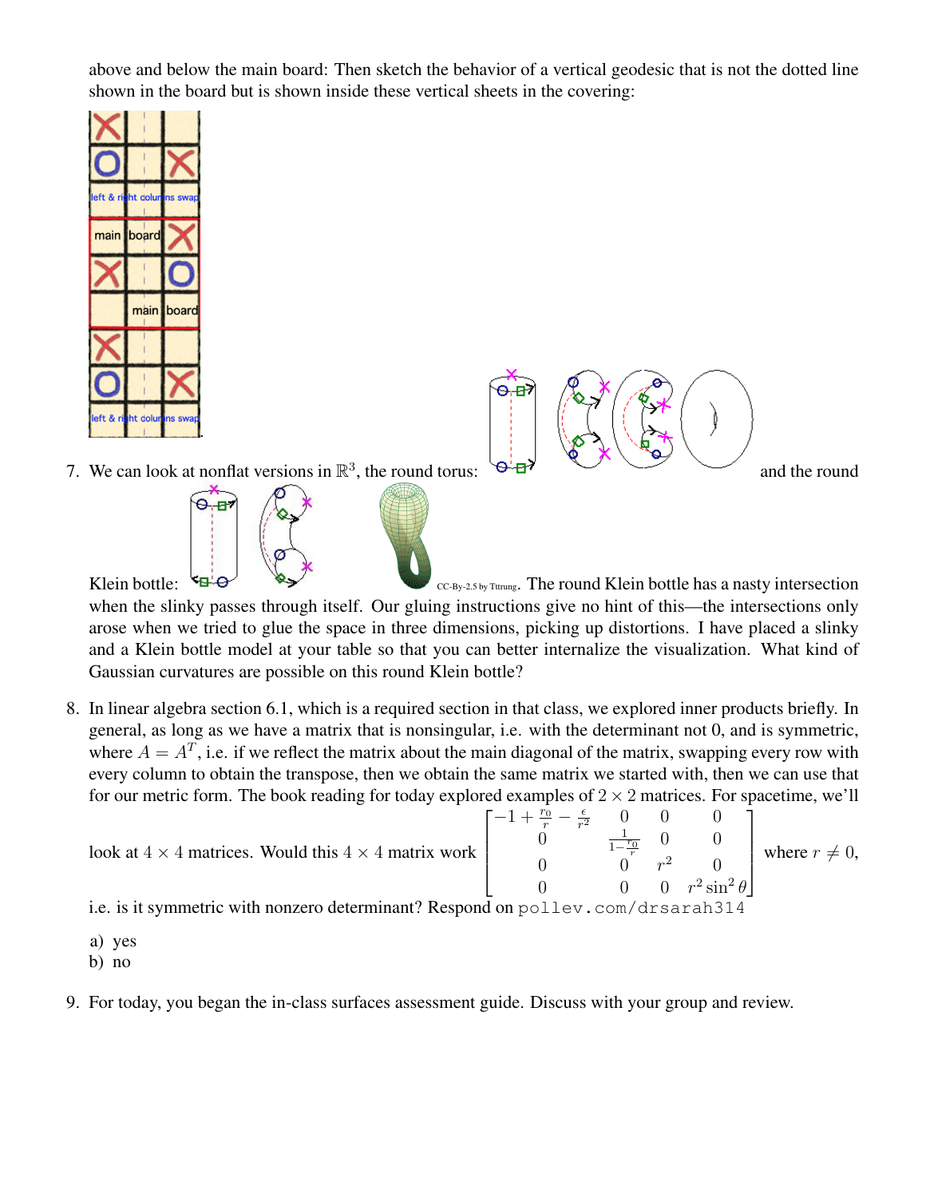above and below the main board: Then sketch the behavior of a vertical geodesic that is not the dotted line shown in the board but is shown inside these vertical sheets in the covering:

left & right columns swap

main board

main board

left & right columns swap

7. We can look at nonflat versions in $\mathbb{R}^3$, the round torus: and the round Klein bottle: CC-By-2.5 by Ttrung. The round Klein bottle has a nasty intersection when the slinky passes through itself. Our gluing instructions give no hint of this—the intersections only arose when we tried to glue the space in three dimensions, picking up distortions. I have placed a slinky and a Klein bottle model at your table so that you can better internalize the visualization. What kind of Gaussian curvatures are possible on this round Klein bottle?

8. In linear algebra section 6.1, which is a required section in that class, we explored inner products briefly. In general, as long as we have a matrix that is nonsingular, i.e. with the determinant not 0, and is symmetric, where $A = A^T$, i.e. if we reflect the matrix about the main diagonal of the matrix, swapping every row with every column to obtain the transpose, then we obtain the same matrix we started with, then we can use that for our metric form. The book reading for today explored examples of $2 \times 2$ matrices. For spacetime, we'll look at $4 \times 4$ matrices. Would this $4 \times 4$ matrix work $\begin{bmatrix} -1 + \frac{r_0}{r} - \frac{\epsilon}{r^2} & 0 & 0 & 0 \\ 0 & \frac{1}{1-\frac{r_0}{r}} & 0 & 0 \\ 0 & 0 & r^2 & 0 \\ 0 & 0 & 0 & r^2 \sin^2 \theta \end{bmatrix}$ where $r \neq 0$, i.e. is it symmetric with nonzero determinant? Respond on `pollev.com/drsarah314`

   a) yes
   b) no

9. For today, you began the in-class surfaces assessment guide. Discuss with your group and review.